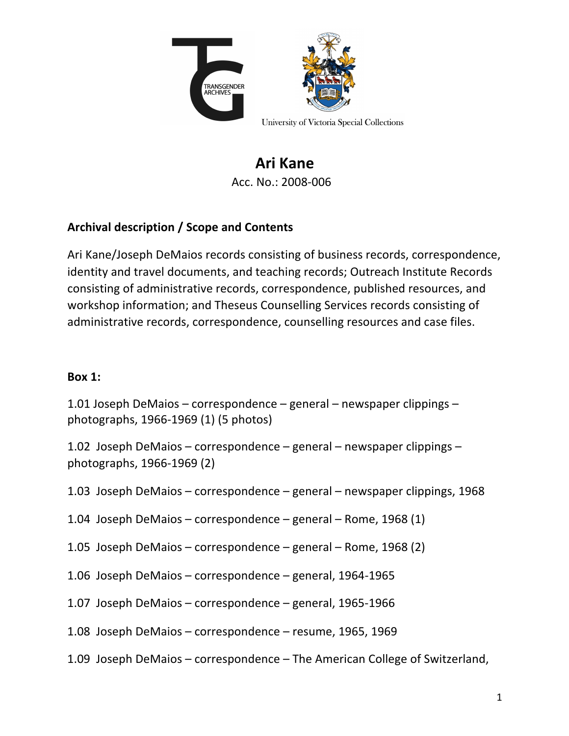TRANSGENDER ARCHIVES

University of Victoria Special Collections

# Ari Kane

Acc. No.: 2008-006

### Archival description / Scope and Contents

Ari Kane/Joseph DeMaios records consisting of business records, correspondence, identity and travel documents, and teaching records; Outreach Institute Records consisting of administrative records, correspondence, published resources, and workshop information; and Theseus Counselling Services records consisting of administrative records, correspondence, counselling resources and case files.

### Box 1:

1.01 Joseph DeMaios – correspondence – general – newspaper clippings – photographs, 1966-1969 (1) (5 photos)

1.02 Joseph DeMaios – correspondence – general – newspaper clippings – photographs, 1966-1969 (2)

1.03 Joseph DeMaios – correspondence – general – newspaper clippings, 1968

1.04 Joseph DeMaios – correspondence – general – Rome, 1968 (1)

1.05 Joseph DeMaios – correspondence – general – Rome, 1968 (2)

1.06 Joseph DeMaios – correspondence – general, 1964-1965

1.07 Joseph DeMaios – correspondence – general, 1965-1966

1.08 Joseph DeMaios – correspondence – resume, 1965, 1969

1.09 Joseph DeMaios – correspondence – The American College of Switzerland,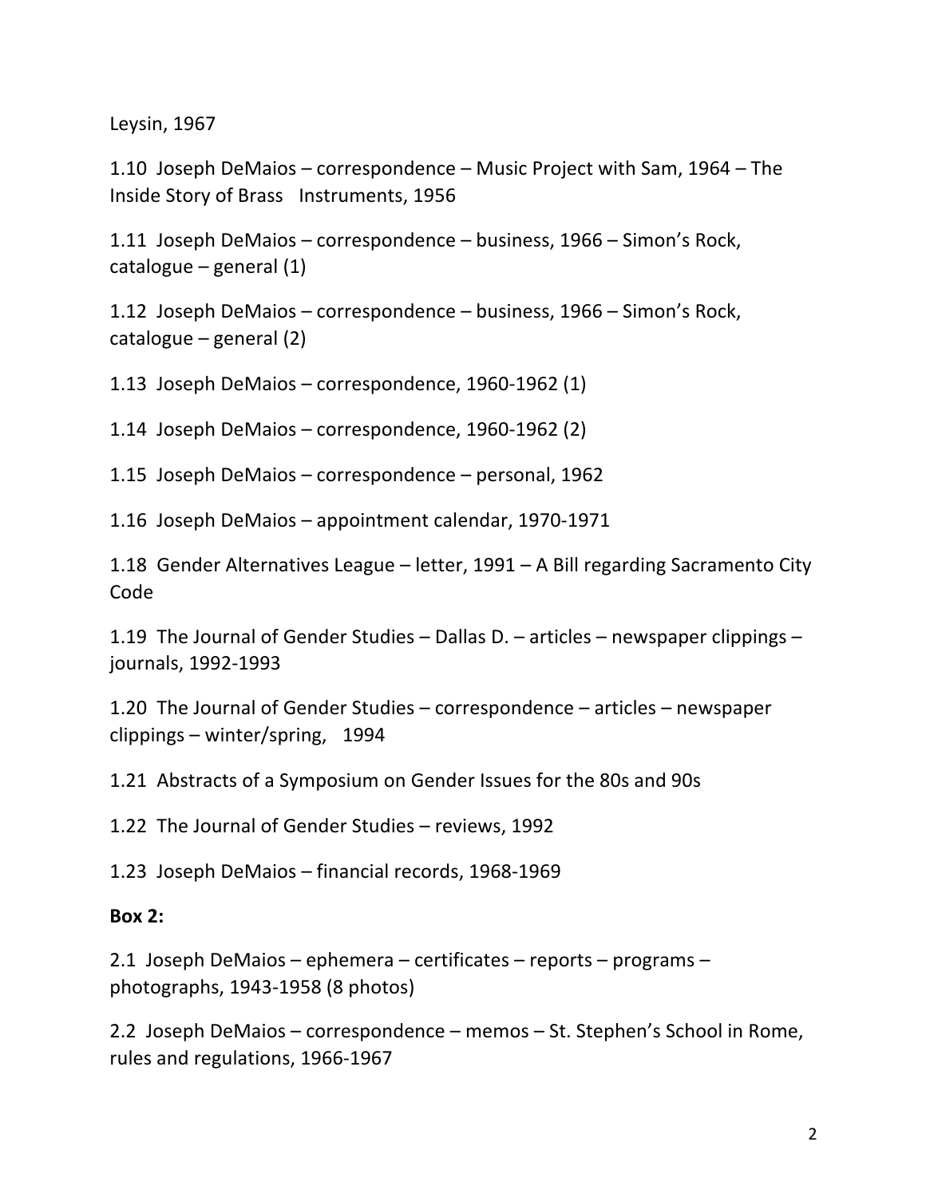Leysin, 1967

1.10 Joseph DeMaios – correspondence – Music Project with Sam, 1964 – The Inside Story of Brass Instruments, 1956

1.11 Joseph DeMaios – correspondence – business, 1966 – Simon's Rock, catalogue – general (1)

1.12 Joseph DeMaios – correspondence – business, 1966 – Simon's Rock, catalogue – general (2)

1.13 Joseph DeMaios – correspondence, 1960-1962 (1)

1.14 Joseph DeMaios – correspondence, 1960-1962 (2)

1.15 Joseph DeMaios – correspondence – personal, 1962

1.16 Joseph DeMaios – appointment calendar, 1970-1971

1.18 Gender Alternatives League – letter, 1991 – A Bill regarding Sacramento City Code

1.19 The Journal of Gender Studies – Dallas D. – articles – newspaper clippings – journals, 1992-1993

1.20 The Journal of Gender Studies – correspondence – articles – newspaper clippings – winter/spring, 1994

1.21 Abstracts of a Symposium on Gender Issues for the 80s and 90s

1.22 The Journal of Gender Studies – reviews, 1992

1.23 Joseph DeMaios – financial records, 1968-1969

**Box 2:**

2.1 Joseph DeMaios – ephemera – certificates – reports – programs – photographs, 1943-1958 (8 photos)

2.2 Joseph DeMaios – correspondence – memos – St. Stephen's School in Rome, rules and regulations, 1966-1967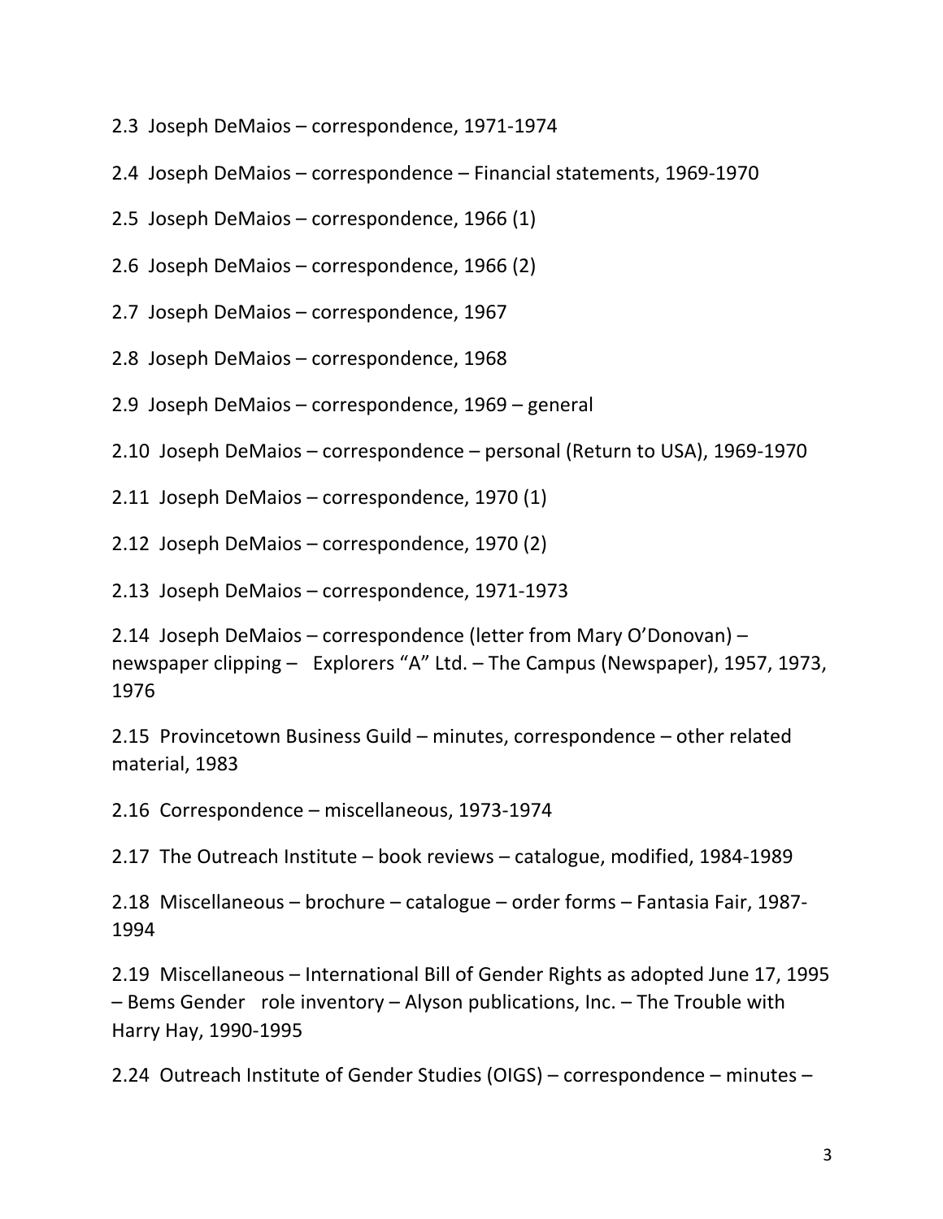2.3 Joseph DeMaios – correspondence, 1971-1974

2.4 Joseph DeMaios – correspondence – Financial statements, 1969-1970

2.5 Joseph DeMaios – correspondence, 1966 (1)

2.6 Joseph DeMaios – correspondence, 1966 (2)

2.7 Joseph DeMaios – correspondence, 1967

2.8 Joseph DeMaios – correspondence, 1968

2.9 Joseph DeMaios – correspondence, 1969 – general

2.10 Joseph DeMaios – correspondence – personal (Return to USA), 1969-1970

2.11 Joseph DeMaios – correspondence, 1970 (1)

2.12 Joseph DeMaios – correspondence, 1970 (2)

2.13 Joseph DeMaios – correspondence, 1971-1973

2.14 Joseph DeMaios – correspondence (letter from Mary O'Donovan) – newspaper clipping – Explorers "A" Ltd. – The Campus (Newspaper), 1957, 1973, 1976

2.15 Provincetown Business Guild – minutes, correspondence – other related material, 1983

2.16 Correspondence – miscellaneous, 1973-1974

2.17 The Outreach Institute – book reviews – catalogue, modified, 1984-1989

2.18 Miscellaneous – brochure – catalogue – order forms – Fantasia Fair, 1987-1994

2.19 Miscellaneous – International Bill of Gender Rights as adopted June 17, 1995 – Bems Gender role inventory – Alyson publications, Inc. – The Trouble with Harry Hay, 1990-1995

2.24 Outreach Institute of Gender Studies (OIGS) – correspondence – minutes –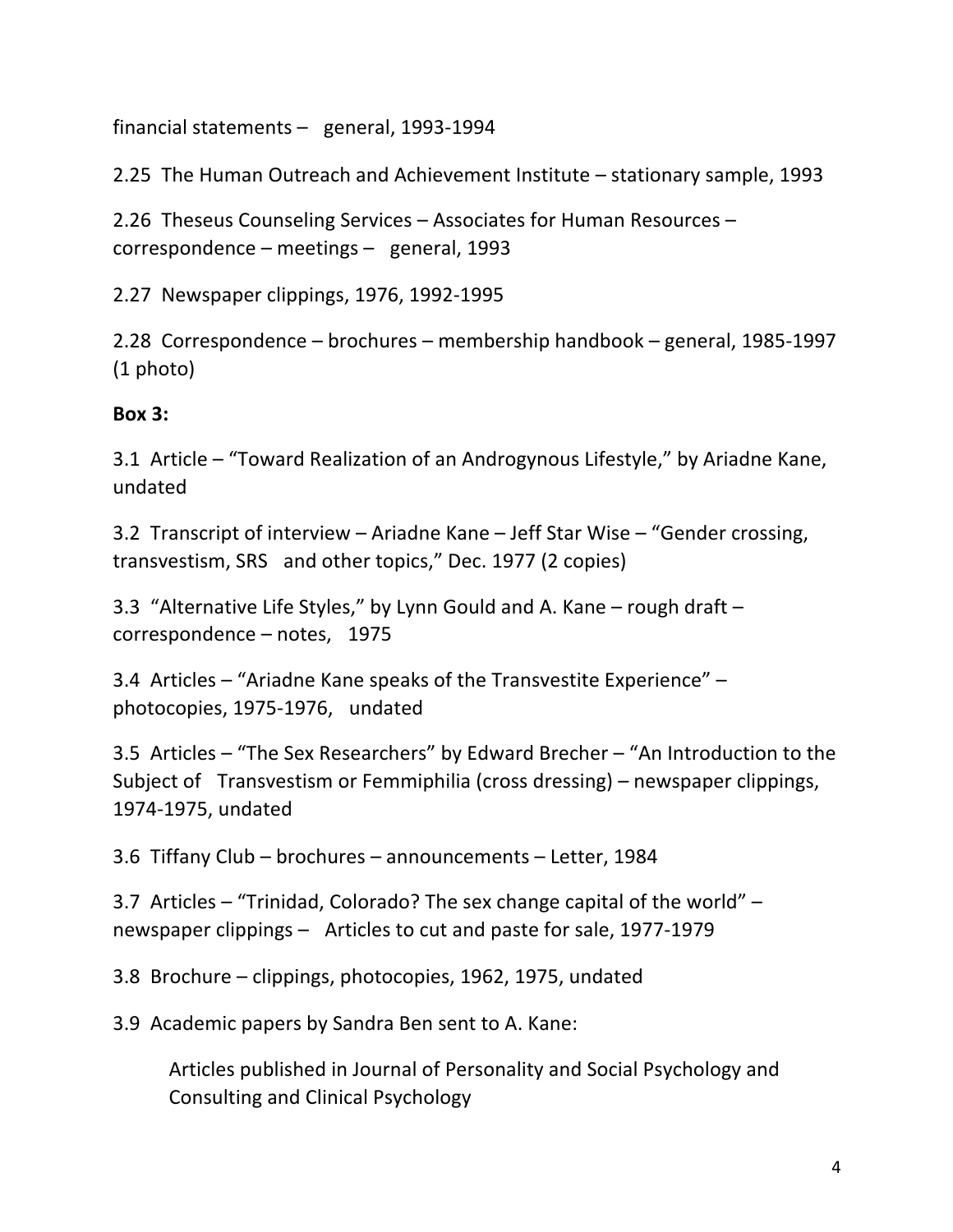financial statements – general, 1993-1994

2.25 The Human Outreach and Achievement Institute – stationary sample, 1993

2.26 Theseus Counseling Services – Associates for Human Resources – correspondence – meetings – general, 1993

2.27 Newspaper clippings, 1976, 1992-1995

2.28 Correspondence – brochures – membership handbook – general, 1985-1997 (1 photo)

**Box 3:**

3.1 Article – "Toward Realization of an Androgynous Lifestyle," by Ariadne Kane, undated

3.2 Transcript of interview – Ariadne Kane – Jeff Star Wise – "Gender crossing, transvestism, SRS and other topics," Dec. 1977 (2 copies)

3.3 "Alternative Life Styles," by Lynn Gould and A. Kane – rough draft – correspondence – notes, 1975

3.4 Articles – "Ariadne Kane speaks of the Transvestite Experience" – photocopies, 1975-1976, undated

3.5 Articles – "The Sex Researchers" by Edward Brecher – "An Introduction to the Subject of Transvestism or Femmiphilia (cross dressing) – newspaper clippings, 1974-1975, undated

3.6 Tiffany Club – brochures – announcements – Letter, 1984

3.7 Articles – "Trinidad, Colorado? The sex change capital of the world" – newspaper clippings – Articles to cut and paste for sale, 1977-1979

3.8 Brochure – clippings, photocopies, 1962, 1975, undated

3.9 Academic papers by Sandra Ben sent to A. Kane:

Articles published in Journal of Personality and Social Psychology and Consulting and Clinical Psychology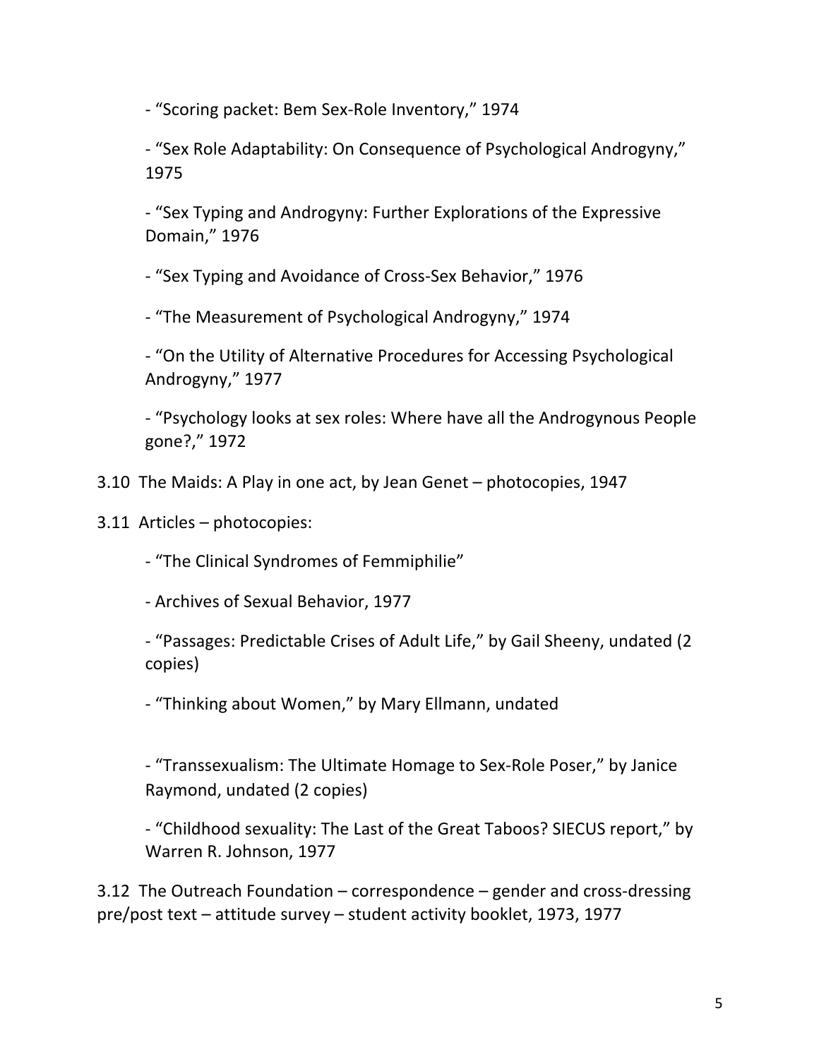- "Scoring packet: Bem Sex-Role Inventory," 1974

- "Sex Role Adaptability: On Consequence of Psychological Androgyny," 1975

- "Sex Typing and Androgyny: Further Explorations of the Expressive Domain," 1976

- "Sex Typing and Avoidance of Cross-Sex Behavior," 1976

- "The Measurement of Psychological Androgyny," 1974

- "On the Utility of Alternative Procedures for Accessing Psychological Androgyny," 1977

- "Psychology looks at sex roles: Where have all the Androgynous People gone?," 1972

3.10 The Maids: A Play in one act, by Jean Genet – photocopies, 1947

3.11 Articles – photocopies:

- "The Clinical Syndromes of Femmiphilie"

- Archives of Sexual Behavior, 1977

- "Passages: Predictable Crises of Adult Life," by Gail Sheeny, undated (2 copies)

- "Thinking about Women," by Mary Ellmann, undated

- "Transsexualism: The Ultimate Homage to Sex-Role Poser," by Janice Raymond, undated (2 copies)

- "Childhood sexuality: The Last of the Great Taboos? SIECUS report," by Warren R. Johnson, 1977

3.12 The Outreach Foundation – correspondence – gender and cross-dressing pre/post text – attitude survey – student activity booklet, 1973, 1977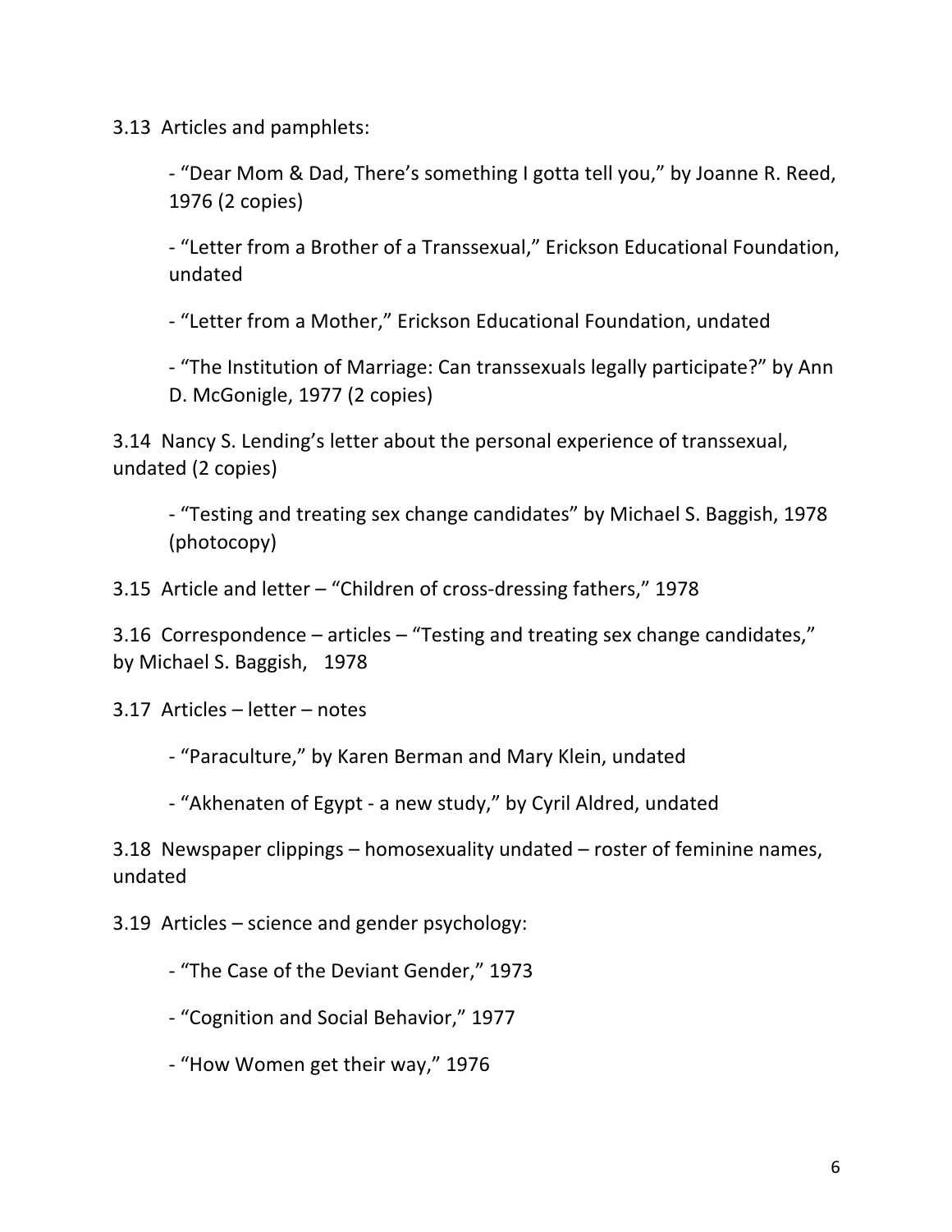3.13 Articles and pamphlets:

- "Dear Mom & Dad, There's something I gotta tell you," by Joanne R. Reed, 1976 (2 copies)

- "Letter from a Brother of a Transsexual," Erickson Educational Foundation, undated

- "Letter from a Mother," Erickson Educational Foundation, undated

- "The Institution of Marriage: Can transsexuals legally participate?" by Ann D. McGonigle, 1977 (2 copies)

3.14 Nancy S. Lending's letter about the personal experience of transsexual, undated (2 copies)

- "Testing and treating sex change candidates" by Michael S. Baggish, 1978 (photocopy)

3.15 Article and letter – "Children of cross-dressing fathers," 1978

3.16 Correspondence – articles – "Testing and treating sex change candidates," by Michael S. Baggish, 1978

3.17 Articles – letter – notes

- "Paraculture," by Karen Berman and Mary Klein, undated

- "Akhenaten of Egypt - a new study," by Cyril Aldred, undated

3.18 Newspaper clippings – homosexuality undated – roster of feminine names, undated

3.19 Articles – science and gender psychology:

- "The Case of the Deviant Gender," 1973

- "Cognition and Social Behavior," 1977

- "How Women get their way," 1976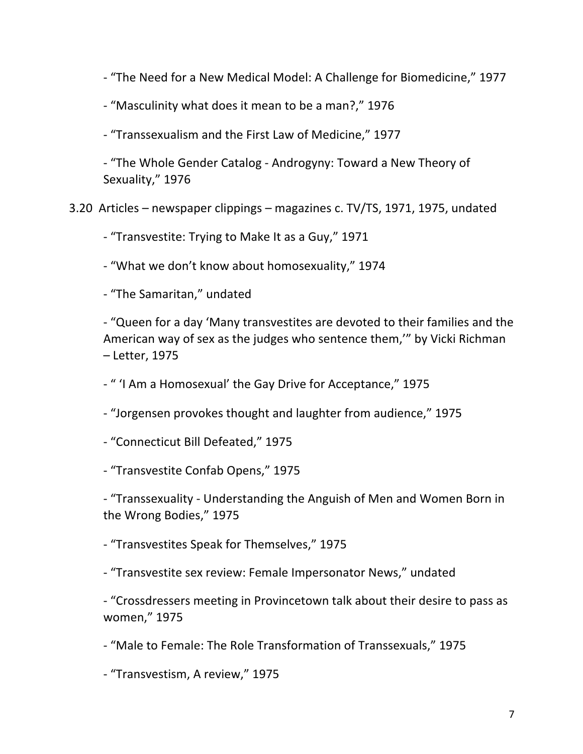- "The Need for a New Medical Model: A Challenge for Biomedicine," 1977

- "Masculinity what does it mean to be a man?," 1976

- "Transsexualism and the First Law of Medicine," 1977

- "The Whole Gender Catalog - Androgyny: Toward a New Theory of Sexuality," 1976

3.20 Articles – newspaper clippings – magazines c. TV/TS, 1971, 1975, undated

- "Transvestite: Trying to Make It as a Guy," 1971

- "What we don't know about homosexuality," 1974

- "The Samaritan," undated

- "Queen for a day 'Many transvestites are devoted to their families and the American way of sex as the judges who sentence them,'" by Vicki Richman – Letter, 1975

- " 'I Am a Homosexual' the Gay Drive for Acceptance," 1975

- "Jorgensen provokes thought and laughter from audience," 1975

- "Connecticut Bill Defeated," 1975

- "Transvestite Confab Opens," 1975

- "Transsexuality - Understanding the Anguish of Men and Women Born in the Wrong Bodies," 1975

- "Transvestites Speak for Themselves," 1975

- "Transvestite sex review: Female Impersonator News," undated

- "Crossdressers meeting in Provincetown talk about their desire to pass as women," 1975

- "Male to Female: The Role Transformation of Transsexuals," 1975

- "Transvestism, A review," 1975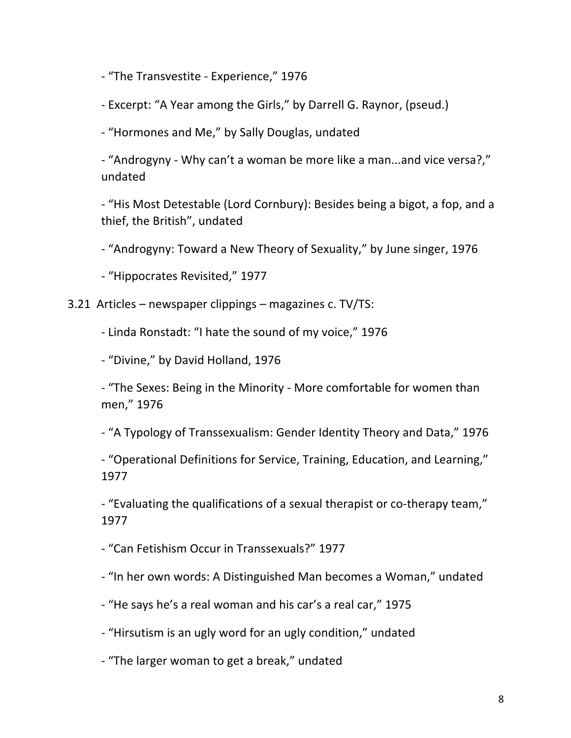- “The Transvestite - Experience,” 1976

- Excerpt: “A Year among the Girls,” by Darrell G. Raynor, (pseud.)

- “Hormones and Me,” by Sally Douglas, undated

- “Androgyny - Why can’t a woman be more like a man...and vice versa?,” undated

- “His Most Detestable (Lord Cornbury): Besides being a bigot, a fop, and a thief, the British”, undated

- “Androgyny: Toward a New Theory of Sexuality,” by June singer, 1976

- “Hippocrates Revisited,” 1977

3.21 Articles – newspaper clippings – magazines c. TV/TS:

- Linda Ronstadt: “I hate the sound of my voice,” 1976

- “Divine,” by David Holland, 1976

- “The Sexes: Being in the Minority - More comfortable for women than men,” 1976

- “A Typology of Transsexualism: Gender Identity Theory and Data,” 1976

- “Operational Definitions for Service, Training, Education, and Learning,” 1977

- “Evaluating the qualifications of a sexual therapist or co-therapy team,” 1977

- “Can Fetishism Occur in Transsexuals?” 1977

- “In her own words: A Distinguished Man becomes a Woman,” undated

- “He says he’s a real woman and his car’s a real car,” 1975

- “Hirsutism is an ugly word for an ugly condition,” undated

- “The larger woman to get a break,” undated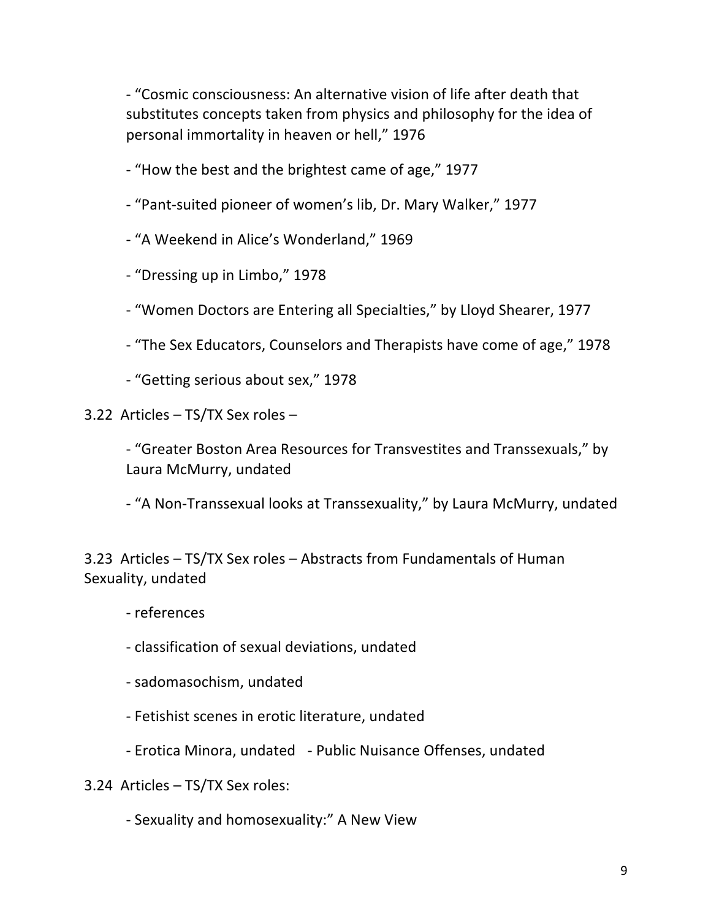- “Cosmic consciousness: An alternative vision of life after death that substitutes concepts taken from physics and philosophy for the idea of personal immortality in heaven or hell,” 1976

- “How the best and the brightest came of age,” 1977

- “Pant-suited pioneer of women’s lib, Dr. Mary Walker,” 1977

- “A Weekend in Alice’s Wonderland,” 1969

- “Dressing up in Limbo,” 1978

- “Women Doctors are Entering all Specialties,” by Lloyd Shearer, 1977

- “The Sex Educators, Counselors and Therapists have come of age,” 1978

- “Getting serious about sex,” 1978

3.22 Articles – TS/TX Sex roles –

- “Greater Boston Area Resources for Transvestites and Transsexuals,” by Laura McMurry, undated

- “A Non-Transsexual looks at Transsexuality,” by Laura McMurry, undated

3.23 Articles – TS/TX Sex roles – Abstracts from Fundamentals of Human Sexuality, undated

- references

- classification of sexual deviations, undated

- sadomasochism, undated

- Fetishist scenes in erotic literature, undated

- Erotica Minora, undated - Public Nuisance Offenses, undated

3.24 Articles – TS/TX Sex roles:

- Sexuality and homosexuality:” A New View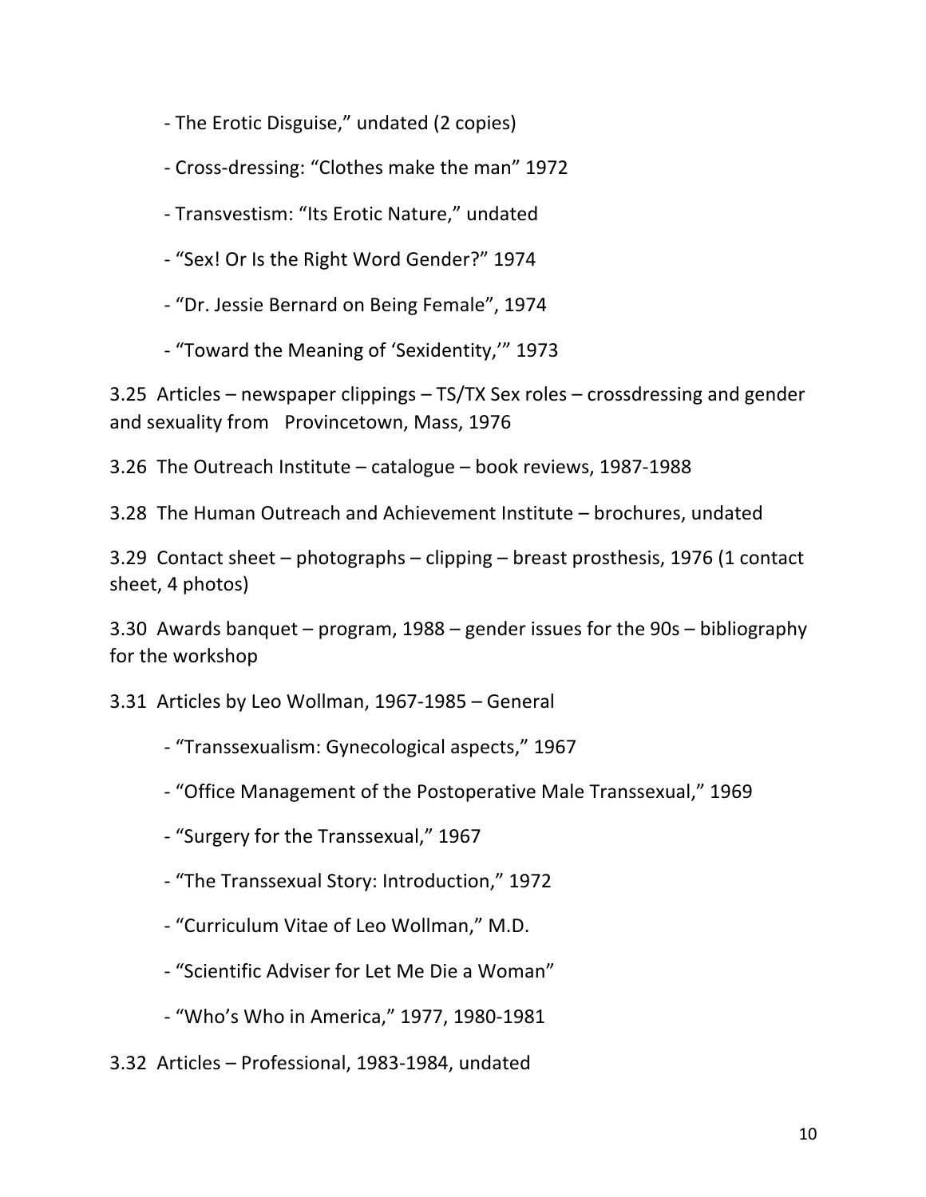- The Erotic Disguise," undated (2 copies)

- Cross-dressing: "Clothes make the man" 1972

- Transvestism: "Its Erotic Nature," undated

- "Sex! Or Is the Right Word Gender?" 1974

- "Dr. Jessie Bernard on Being Female", 1974

- "Toward the Meaning of 'Sexidentity,'" 1973

3.25 Articles – newspaper clippings – TS/TX Sex roles – crossdressing and gender and sexuality from Provincetown, Mass, 1976

3.26 The Outreach Institute – catalogue – book reviews, 1987-1988

3.28 The Human Outreach and Achievement Institute – brochures, undated

3.29 Contact sheet – photographs – clipping – breast prosthesis, 1976 (1 contact sheet, 4 photos)

3.30 Awards banquet – program, 1988 – gender issues for the 90s – bibliography for the workshop

3.31 Articles by Leo Wollman, 1967-1985 – General

- "Transsexualism: Gynecological aspects," 1967

- "Office Management of the Postoperative Male Transsexual," 1969

- "Surgery for the Transsexual," 1967

- "The Transsexual Story: Introduction," 1972

- "Curriculum Vitae of Leo Wollman," M.D.

- "Scientific Adviser for Let Me Die a Woman"

- "Who's Who in America," 1977, 1980-1981

3.32 Articles – Professional, 1983-1984, undated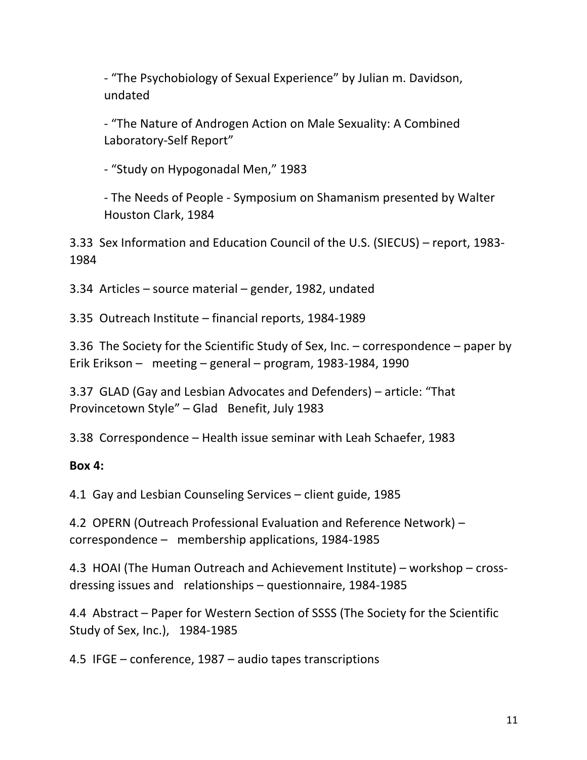- "The Psychobiology of Sexual Experience" by Julian m. Davidson, undated

- "The Nature of Androgen Action on Male Sexuality: A Combined Laboratory-Self Report"

- "Study on Hypogonadal Men," 1983

- The Needs of People - Symposium on Shamanism presented by Walter Houston Clark, 1984

3.33 Sex Information and Education Council of the U.S. (SIECUS) – report, 1983-1984

3.34 Articles – source material – gender, 1982, undated

3.35 Outreach Institute – financial reports, 1984-1989

3.36 The Society for the Scientific Study of Sex, Inc. – correspondence – paper by Erik Erikson – meeting – general – program, 1983-1984, 1990

3.37 GLAD (Gay and Lesbian Advocates and Defenders) – article: "That Provincetown Style" – Glad Benefit, July 1983

3.38 Correspondence – Health issue seminar with Leah Schaefer, 1983

**Box 4:**

4.1 Gay and Lesbian Counseling Services – client guide, 1985

4.2 OPERN (Outreach Professional Evaluation and Reference Network) – correspondence – membership applications, 1984-1985

4.3 HOAI (The Human Outreach and Achievement Institute) – workshop – cross-dressing issues and relationships – questionnaire, 1984-1985

4.4 Abstract – Paper for Western Section of SSSS (The Society for the Scientific Study of Sex, Inc.), 1984-1985

4.5 IFGE – conference, 1987 – audio tapes transcriptions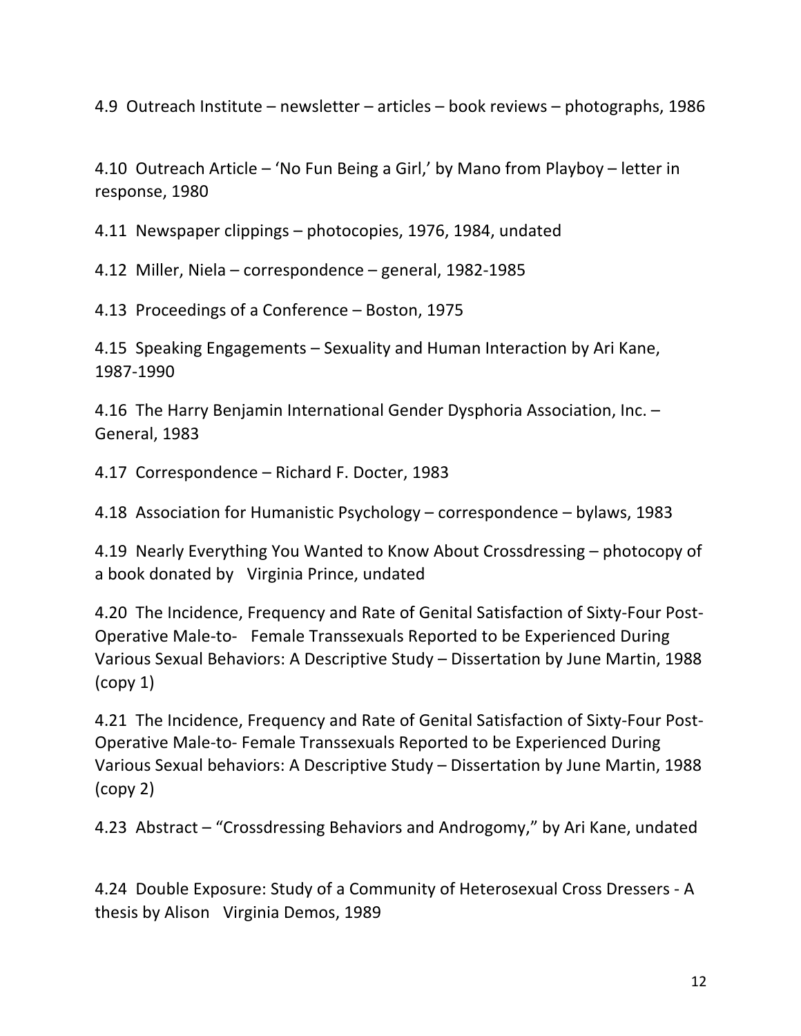4.9 Outreach Institute – newsletter – articles – book reviews – photographs, 1986

4.10 Outreach Article – 'No Fun Being a Girl,' by Mano from Playboy – letter in response, 1980

4.11 Newspaper clippings – photocopies, 1976, 1984, undated

4.12 Miller, Niela – correspondence – general, 1982-1985

4.13 Proceedings of a Conference – Boston, 1975

4.15 Speaking Engagements – Sexuality and Human Interaction by Ari Kane, 1987-1990

4.16 The Harry Benjamin International Gender Dysphoria Association, Inc. – General, 1983

4.17 Correspondence – Richard F. Docter, 1983

4.18 Association for Humanistic Psychology – correspondence – bylaws, 1983

4.19 Nearly Everything You Wanted to Know About Crossdressing – photocopy of a book donated by Virginia Prince, undated

4.20 The Incidence, Frequency and Rate of Genital Satisfaction of Sixty-Four Post-Operative Male-to- Female Transsexuals Reported to be Experienced During Various Sexual Behaviors: A Descriptive Study – Dissertation by June Martin, 1988 (copy 1)

4.21 The Incidence, Frequency and Rate of Genital Satisfaction of Sixty-Four Post-Operative Male-to- Female Transsexuals Reported to be Experienced During Various Sexual behaviors: A Descriptive Study – Dissertation by June Martin, 1988 (copy 2)

4.23 Abstract – "Crossdressing Behaviors and Androgomy," by Ari Kane, undated

4.24 Double Exposure: Study of a Community of Heterosexual Cross Dressers - A thesis by Alison Virginia Demos, 1989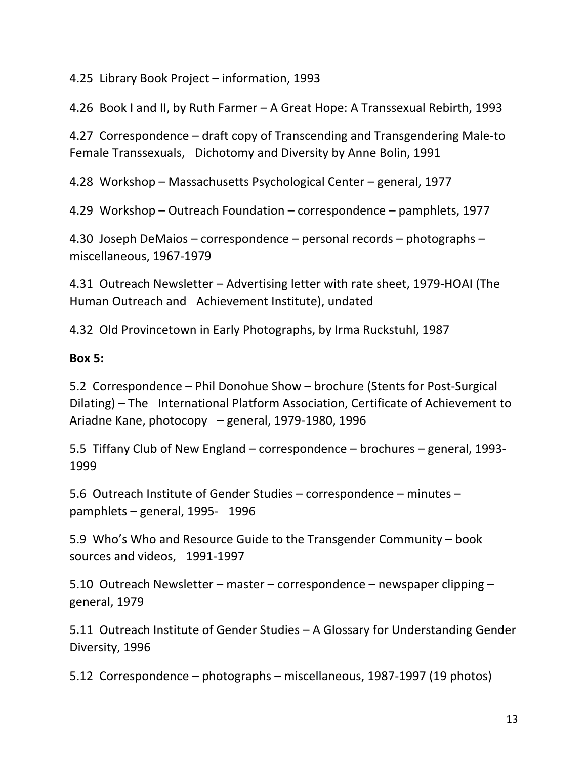4.25 Library Book Project – information, 1993

4.26 Book I and II, by Ruth Farmer – A Great Hope: A Transsexual Rebirth, 1993

4.27 Correspondence – draft copy of Transcending and Transgendering Male-to Female Transsexuals, Dichotomy and Diversity by Anne Bolin, 1991

4.28 Workshop – Massachusetts Psychological Center – general, 1977

4.29 Workshop – Outreach Foundation – correspondence – pamphlets, 1977

4.30 Joseph DeMaios – correspondence – personal records – photographs – miscellaneous, 1967-1979

4.31 Outreach Newsletter – Advertising letter with rate sheet, 1979-HOAI (The Human Outreach and Achievement Institute), undated

4.32 Old Provincetown in Early Photographs, by Irma Ruckstuhl, 1987

**Box 5:**

5.2 Correspondence – Phil Donohue Show – brochure (Stents for Post-Surgical Dilating) – The International Platform Association, Certificate of Achievement to Ariadne Kane, photocopy – general, 1979-1980, 1996

5.5 Tiffany Club of New England – correspondence – brochures – general, 1993-1999

5.6 Outreach Institute of Gender Studies – correspondence – minutes – pamphlets – general, 1995- 1996

5.9 Who's Who and Resource Guide to the Transgender Community – book sources and videos, 1991-1997

5.10 Outreach Newsletter – master – correspondence – newspaper clipping – general, 1979

5.11 Outreach Institute of Gender Studies – A Glossary for Understanding Gender Diversity, 1996

5.12 Correspondence – photographs – miscellaneous, 1987-1997 (19 photos)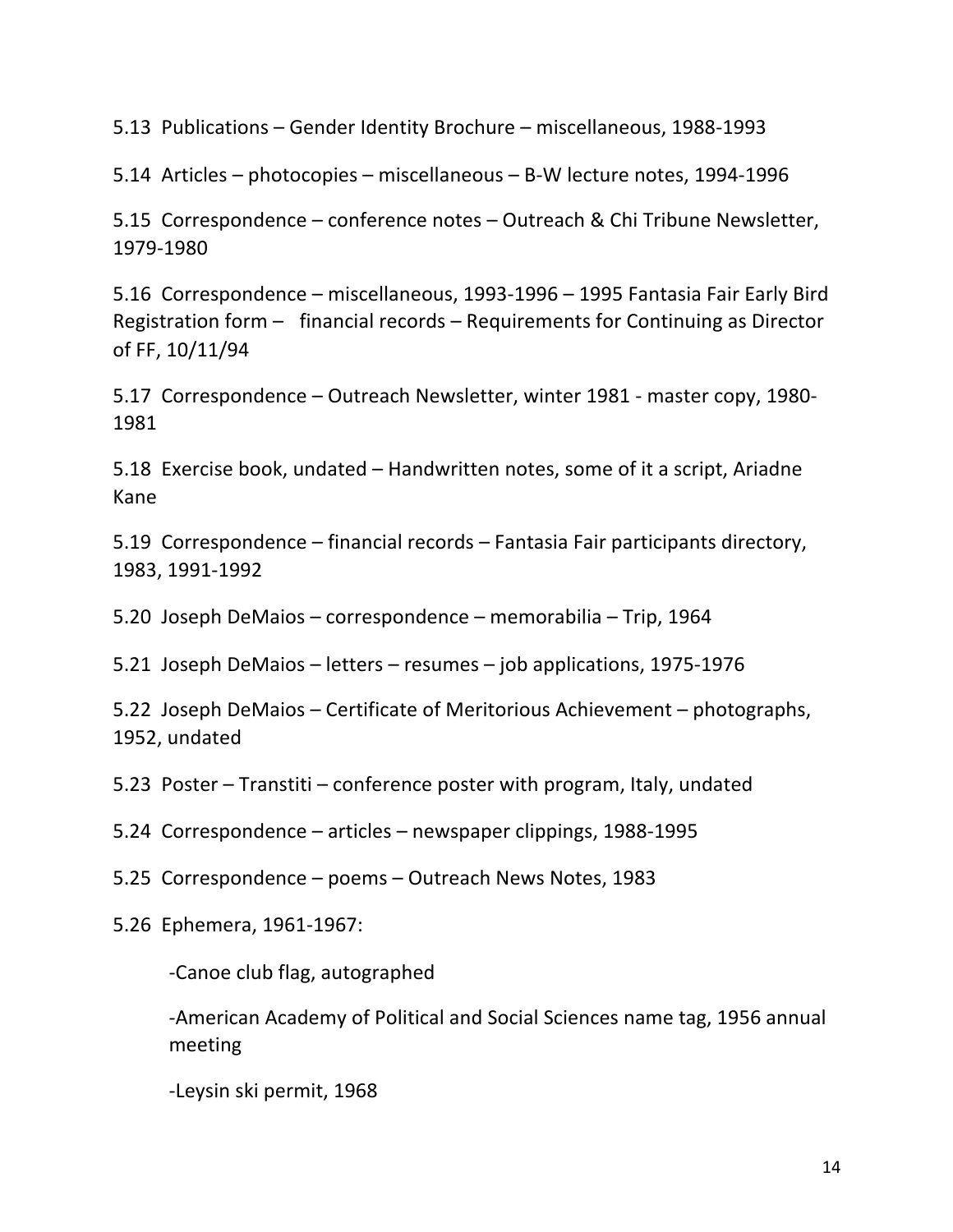5.13 Publications – Gender Identity Brochure – miscellaneous, 1988-1993

5.14 Articles – photocopies – miscellaneous – B-W lecture notes, 1994-1996

5.15 Correspondence – conference notes – Outreach & Chi Tribune Newsletter, 1979-1980

5.16 Correspondence – miscellaneous, 1993-1996 – 1995 Fantasia Fair Early Bird Registration form – financial records – Requirements for Continuing as Director of FF, 10/11/94

5.17 Correspondence – Outreach Newsletter, winter 1981 - master copy, 1980-1981

5.18 Exercise book, undated – Handwritten notes, some of it a script, Ariadne Kane

5.19 Correspondence – financial records – Fantasia Fair participants directory, 1983, 1991-1992

5.20 Joseph DeMaios – correspondence – memorabilia – Trip, 1964

5.21 Joseph DeMaios – letters – resumes – job applications, 1975-1976

5.22 Joseph DeMaios – Certificate of Meritorious Achievement – photographs, 1952, undated

5.23 Poster – Transtiti – conference poster with program, Italy, undated

5.24 Correspondence – articles – newspaper clippings, 1988-1995

5.25 Correspondence – poems – Outreach News Notes, 1983

5.26 Ephemera, 1961-1967:

- Canoe club flag, autographed
- American Academy of Political and Social Sciences name tag, 1956 annual meeting
- Leysin ski permit, 1968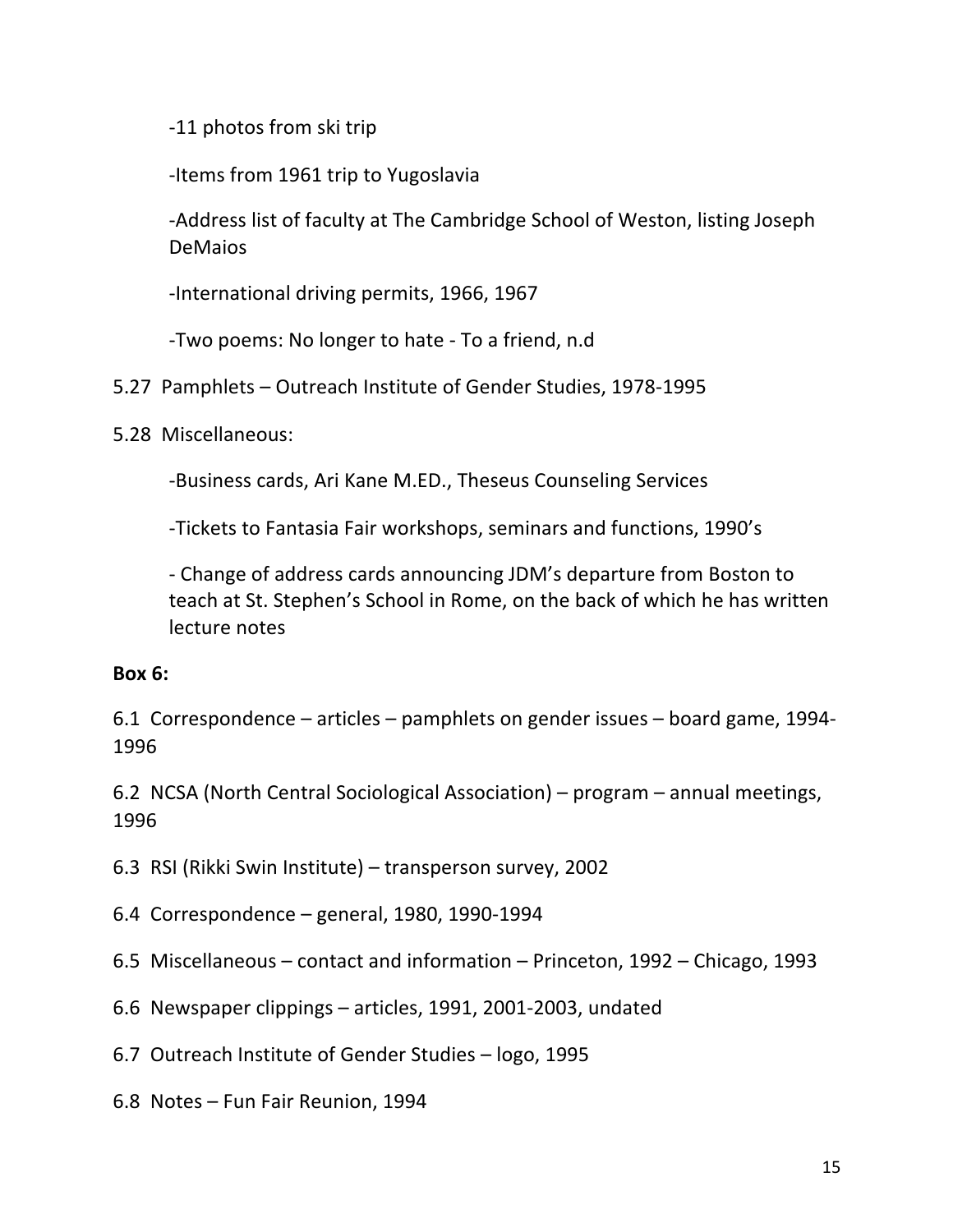-11 photos from ski trip

-Items from 1961 trip to Yugoslavia

-Address list of faculty at The Cambridge School of Weston, listing Joseph DeMaios

-International driving permits, 1966, 1967

-Two poems: No longer to hate - To a friend, n.d

5.27 Pamphlets – Outreach Institute of Gender Studies, 1978-1995

5.28 Miscellaneous:

-Business cards, Ari Kane M.ED., Theseus Counseling Services

-Tickets to Fantasia Fair workshops, seminars and functions, 1990's

- Change of address cards announcing JDM's departure from Boston to teach at St. Stephen's School in Rome, on the back of which he has written lecture notes

**Box 6:**

6.1 Correspondence – articles – pamphlets on gender issues – board game, 1994-1996

6.2 NCSA (North Central Sociological Association) – program – annual meetings, 1996

6.3 RSI (Rikki Swin Institute) – transperson survey, 2002

6.4 Correspondence – general, 1980, 1990-1994

6.5 Miscellaneous – contact and information – Princeton, 1992 – Chicago, 1993

6.6 Newspaper clippings – articles, 1991, 2001-2003, undated

6.7 Outreach Institute of Gender Studies – logo, 1995

6.8 Notes – Fun Fair Reunion, 1994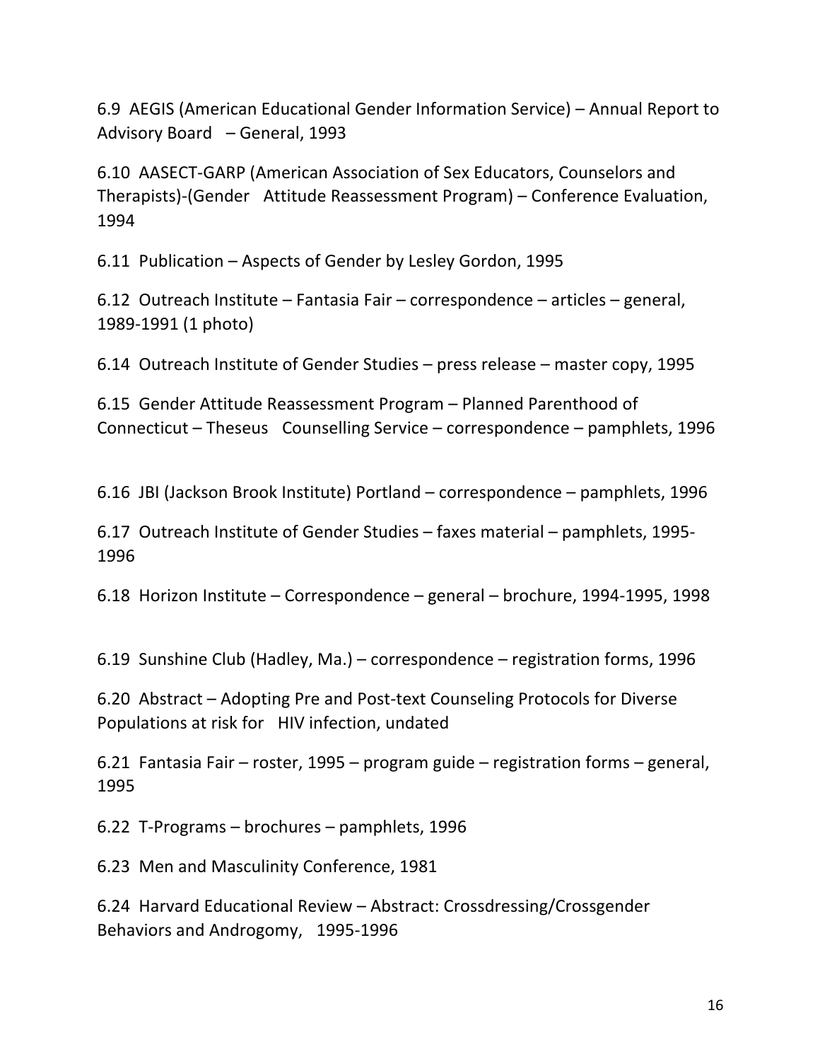6.9 AEGIS (American Educational Gender Information Service) – Annual Report to Advisory Board – General, 1993

6.10 AASECT-GARP (American Association of Sex Educators, Counselors and Therapists)-(Gender Attitude Reassessment Program) – Conference Evaluation, 1994

6.11 Publication – Aspects of Gender by Lesley Gordon, 1995

6.12 Outreach Institute – Fantasia Fair – correspondence – articles – general, 1989-1991 (1 photo)

6.14 Outreach Institute of Gender Studies – press release – master copy, 1995

6.15 Gender Attitude Reassessment Program – Planned Parenthood of Connecticut – Theseus Counselling Service – correspondence – pamphlets, 1996

6.16 JBI (Jackson Brook Institute) Portland – correspondence – pamphlets, 1996

6.17 Outreach Institute of Gender Studies – faxes material – pamphlets, 1995-1996

6.18 Horizon Institute – Correspondence – general – brochure, 1994-1995, 1998

6.19 Sunshine Club (Hadley, Ma.) – correspondence – registration forms, 1996

6.20 Abstract – Adopting Pre and Post-text Counseling Protocols for Diverse Populations at risk for HIV infection, undated

6.21 Fantasia Fair – roster, 1995 – program guide – registration forms – general, 1995

6.22 T-Programs – brochures – pamphlets, 1996

6.23 Men and Masculinity Conference, 1981

6.24 Harvard Educational Review – Abstract: Crossdressing/Crossgender Behaviors and Androgomy, 1995-1996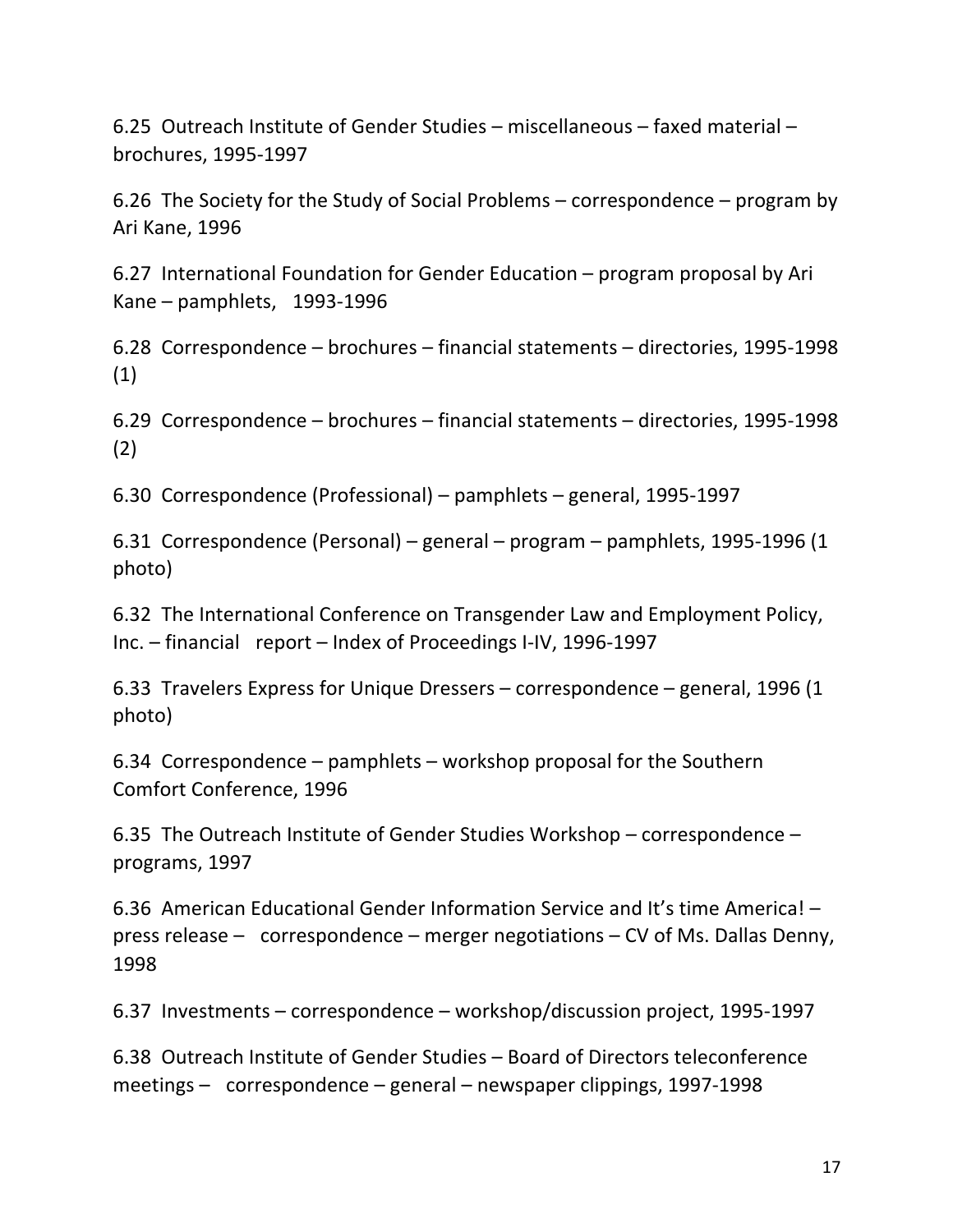6.25 Outreach Institute of Gender Studies – miscellaneous – faxed material – brochures, 1995-1997

6.26 The Society for the Study of Social Problems – correspondence – program by Ari Kane, 1996

6.27 International Foundation for Gender Education – program proposal by Ari Kane – pamphlets, 1993-1996

6.28 Correspondence – brochures – financial statements – directories, 1995-1998 (1)

6.29 Correspondence – brochures – financial statements – directories, 1995-1998 (2)

6.30 Correspondence (Professional) – pamphlets – general, 1995-1997

6.31 Correspondence (Personal) – general – program – pamphlets, 1995-1996 (1 photo)

6.32 The International Conference on Transgender Law and Employment Policy, Inc. – financial report – Index of Proceedings I-IV, 1996-1997

6.33 Travelers Express for Unique Dressers – correspondence – general, 1996 (1 photo)

6.34 Correspondence – pamphlets – workshop proposal for the Southern Comfort Conference, 1996

6.35 The Outreach Institute of Gender Studies Workshop – correspondence – programs, 1997

6.36 American Educational Gender Information Service and It's time America! – press release – correspondence – merger negotiations – CV of Ms. Dallas Denny, 1998

6.37 Investments – correspondence – workshop/discussion project, 1995-1997

6.38 Outreach Institute of Gender Studies – Board of Directors teleconference meetings – correspondence – general – newspaper clippings, 1997-1998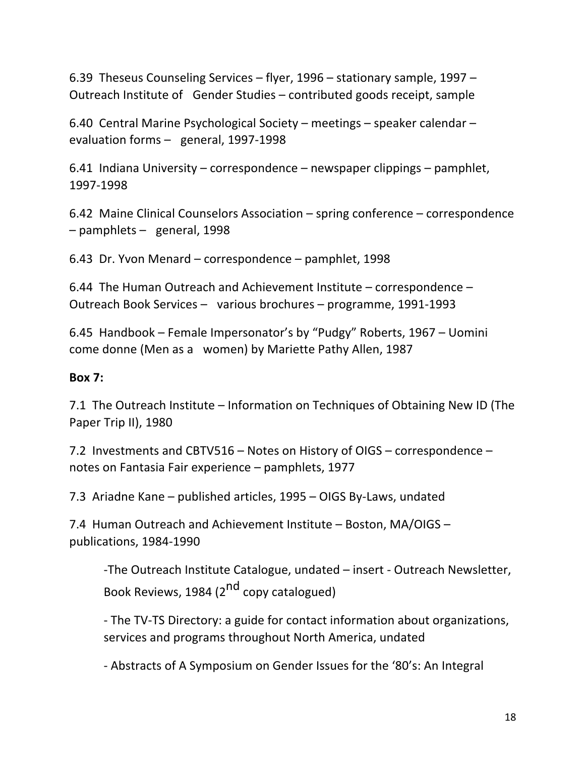6.39 Theseus Counseling Services – flyer, 1996 – stationary sample, 1997 – Outreach Institute of Gender Studies – contributed goods receipt, sample

6.40 Central Marine Psychological Society – meetings – speaker calendar – evaluation forms – general, 1997-1998

6.41 Indiana University – correspondence – newspaper clippings – pamphlet, 1997-1998

6.42 Maine Clinical Counselors Association – spring conference – correspondence – pamphlets – general, 1998

6.43 Dr. Yvon Menard – correspondence – pamphlet, 1998

6.44 The Human Outreach and Achievement Institute – correspondence – Outreach Book Services – various brochures – programme, 1991-1993

6.45 Handbook – Female Impersonator's by "Pudgy" Roberts, 1967 – Uomini come donne (Men as a women) by Mariette Pathy Allen, 1987

**Box 7:**

7.1 The Outreach Institute – Information on Techniques of Obtaining New ID (The Paper Trip II), 1980

7.2 Investments and CBTV516 – Notes on History of OIGS – correspondence – notes on Fantasia Fair experience – pamphlets, 1977

7.3 Ariadne Kane – published articles, 1995 – OIGS By-Laws, undated

7.4 Human Outreach and Achievement Institute – Boston, MA/OIGS – publications, 1984-1990

> -The Outreach Institute Catalogue, undated – insert - Outreach Newsletter, Book Reviews, 1984 (2nd copy catalogued)
>
> - The TV-TS Directory: a guide for contact information about organizations, services and programs throughout North America, undated
>
> - Abstracts of A Symposium on Gender Issues for the '80's: An Integral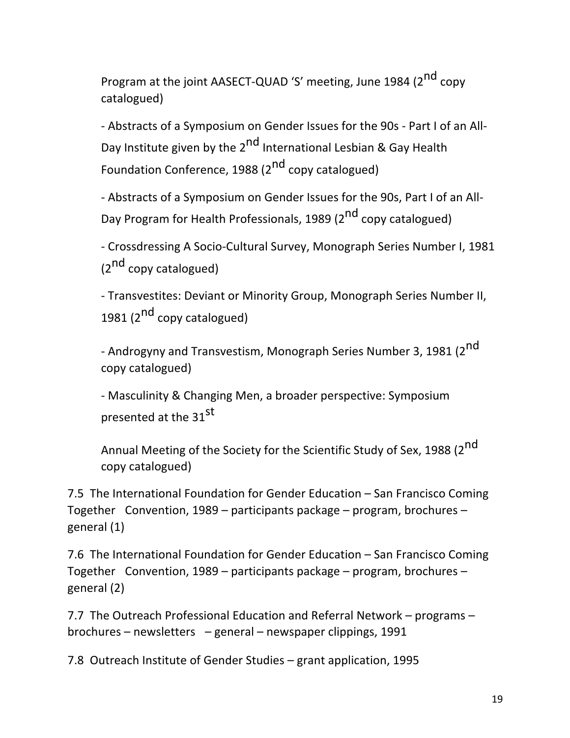Program at the joint AASECT-QUAD 'S' meeting, June 1984 (2nd copy catalogued)

- Abstracts of a Symposium on Gender Issues for the 90s - Part I of an All-Day Institute given by the 2nd International Lesbian & Gay Health Foundation Conference, 1988 (2nd copy catalogued)

- Abstracts of a Symposium on Gender Issues for the 90s, Part I of an All-Day Program for Health Professionals, 1989 (2nd copy catalogued)

- Crossdressing A Socio-Cultural Survey, Monograph Series Number I, 1981 (2nd copy catalogued)

- Transvestites: Deviant or Minority Group, Monograph Series Number II, 1981 (2nd copy catalogued)

- Androgyny and Transvestism, Monograph Series Number 3, 1981 (2nd copy catalogued)

- Masculinity & Changing Men, a broader perspective: Symposium presented at the 31st Annual Meeting of the Society for the Scientific Study of Sex, 1988 (2nd copy catalogued)

7.5 The International Foundation for Gender Education – San Francisco Coming Together Convention, 1989 – participants package – program, brochures – general (1)

7.6 The International Foundation for Gender Education – San Francisco Coming Together Convention, 1989 – participants package – program, brochures – general (2)

7.7 The Outreach Professional Education and Referral Network – programs – brochures – newsletters – general – newspaper clippings, 1991

7.8 Outreach Institute of Gender Studies – grant application, 1995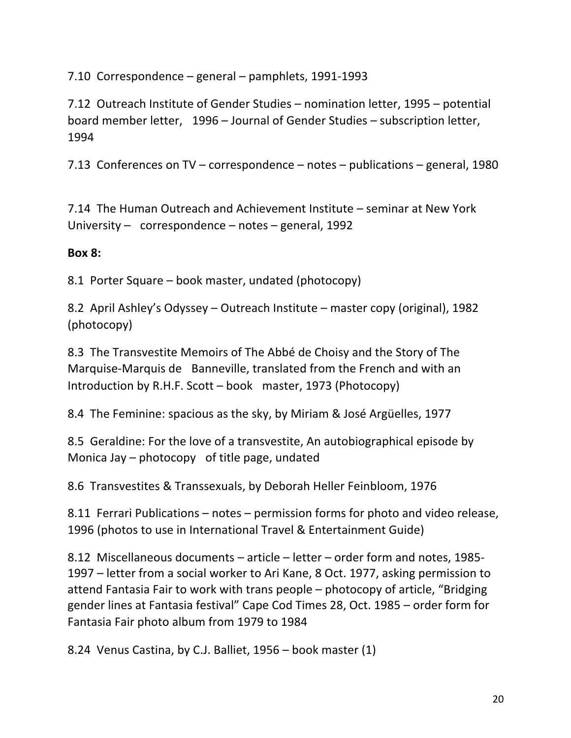7.10 Correspondence – general – pamphlets, 1991-1993

7.12 Outreach Institute of Gender Studies – nomination letter, 1995 – potential board member letter, 1996 – Journal of Gender Studies – subscription letter, 1994

7.13 Conferences on TV – correspondence – notes – publications – general, 1980

7.14 The Human Outreach and Achievement Institute – seminar at New York University – correspondence – notes – general, 1992

**Box 8:**

8.1 Porter Square – book master, undated (photocopy)

8.2 April Ashley's Odyssey – Outreach Institute – master copy (original), 1982 (photocopy)

8.3 The Transvestite Memoirs of The Abbé de Choisy and the Story of The Marquise-Marquis de Banneville, translated from the French and with an Introduction by R.H.F. Scott – book master, 1973 (Photocopy)

8.4 The Feminine: spacious as the sky, by Miriam & José Argüelles, 1977

8.5 Geraldine: For the love of a transvestite, An autobiographical episode by Monica Jay – photocopy of title page, undated

8.6 Transvestites & Transsexuals, by Deborah Heller Feinbloom, 1976

8.11 Ferrari Publications – notes – permission forms for photo and video release, 1996 (photos to use in International Travel & Entertainment Guide)

8.12 Miscellaneous documents – article – letter – order form and notes, 1985-1997 – letter from a social worker to Ari Kane, 8 Oct. 1977, asking permission to attend Fantasia Fair to work with trans people – photocopy of article, "Bridging gender lines at Fantasia festival" Cape Cod Times 28, Oct. 1985 – order form for Fantasia Fair photo album from 1979 to 1984

8.24 Venus Castina, by C.J. Balliet, 1956 – book master (1)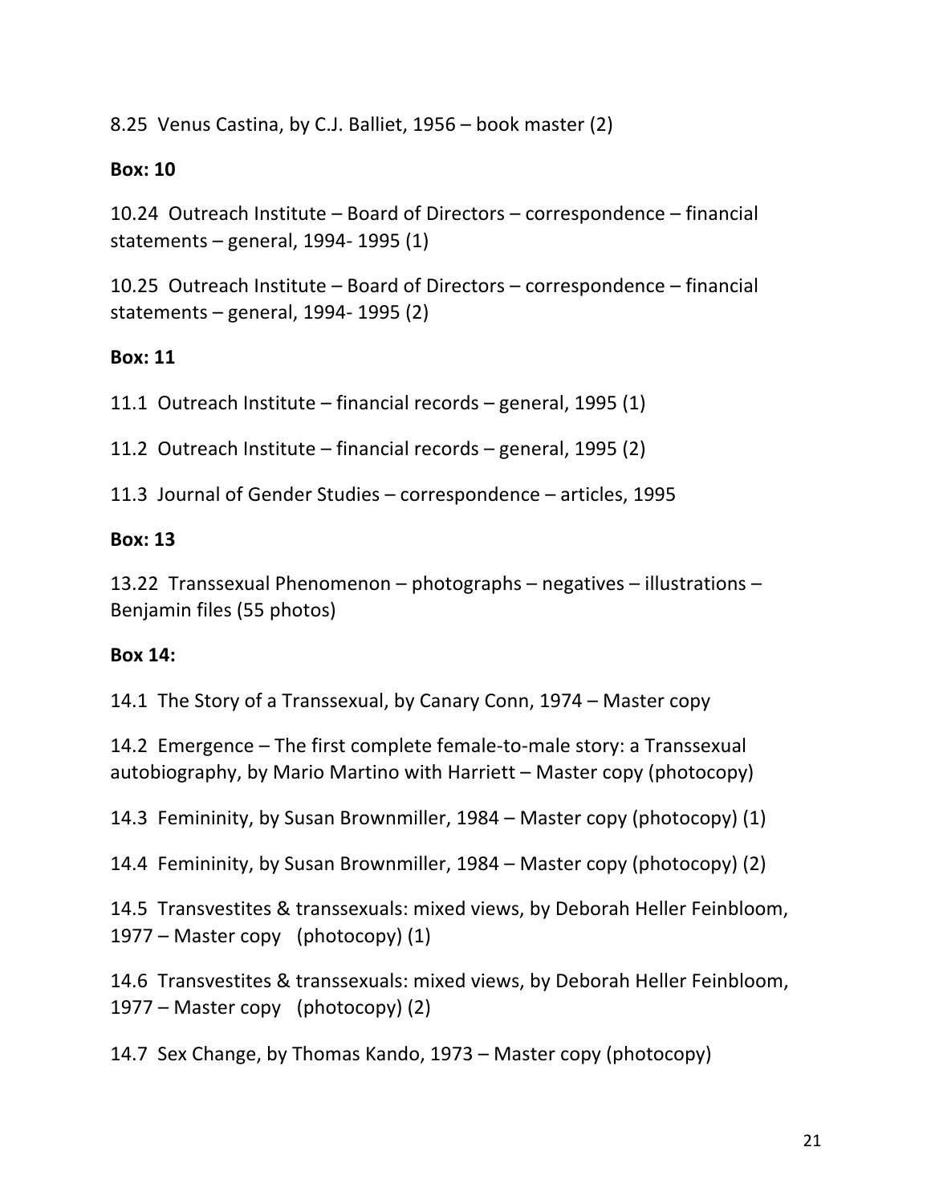8.25 Venus Castina, by C.J. Balliet, 1956 – book master (2)

**Box: 10**

10.24 Outreach Institute – Board of Directors – correspondence – financial statements – general, 1994- 1995 (1)

10.25 Outreach Institute – Board of Directors – correspondence – financial statements – general, 1994- 1995 (2)

**Box: 11**

11.1 Outreach Institute – financial records – general, 1995 (1)

11.2 Outreach Institute – financial records – general, 1995 (2)

11.3 Journal of Gender Studies – correspondence – articles, 1995

**Box: 13**

13.22 Transsexual Phenomenon – photographs – negatives – illustrations – Benjamin files (55 photos)

**Box 14:**

14.1 The Story of a Transsexual, by Canary Conn, 1974 – Master copy

14.2 Emergence – The first complete female-to-male story: a Transsexual autobiography, by Mario Martino with Harriett – Master copy (photocopy)

14.3 Femininity, by Susan Brownmiller, 1984 – Master copy (photocopy) (1)

14.4 Femininity, by Susan Brownmiller, 1984 – Master copy (photocopy) (2)

14.5 Transvestites & transsexuals: mixed views, by Deborah Heller Feinbloom, 1977 – Master copy (photocopy) (1)

14.6 Transvestites & transsexuals: mixed views, by Deborah Heller Feinbloom, 1977 – Master copy (photocopy) (2)

14.7 Sex Change, by Thomas Kando, 1973 – Master copy (photocopy)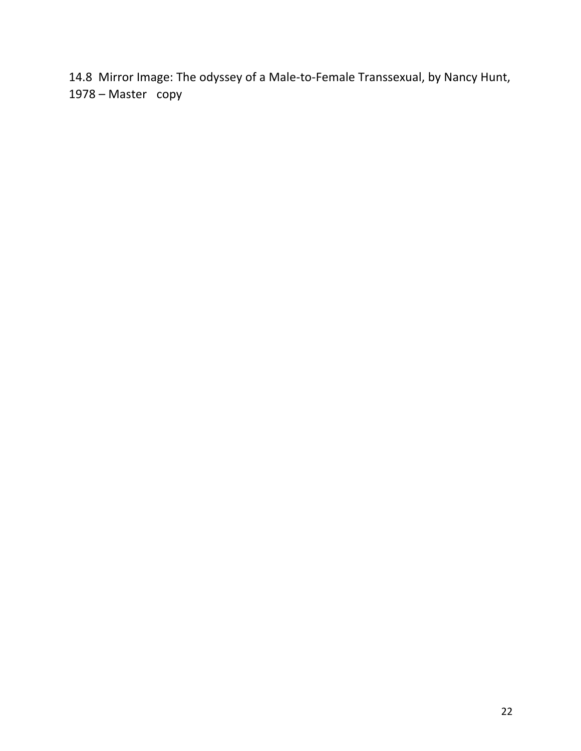14.8 Mirror Image: The odyssey of a Male-to-Female Transsexual, by Nancy Hunt, 1978 – Master copy